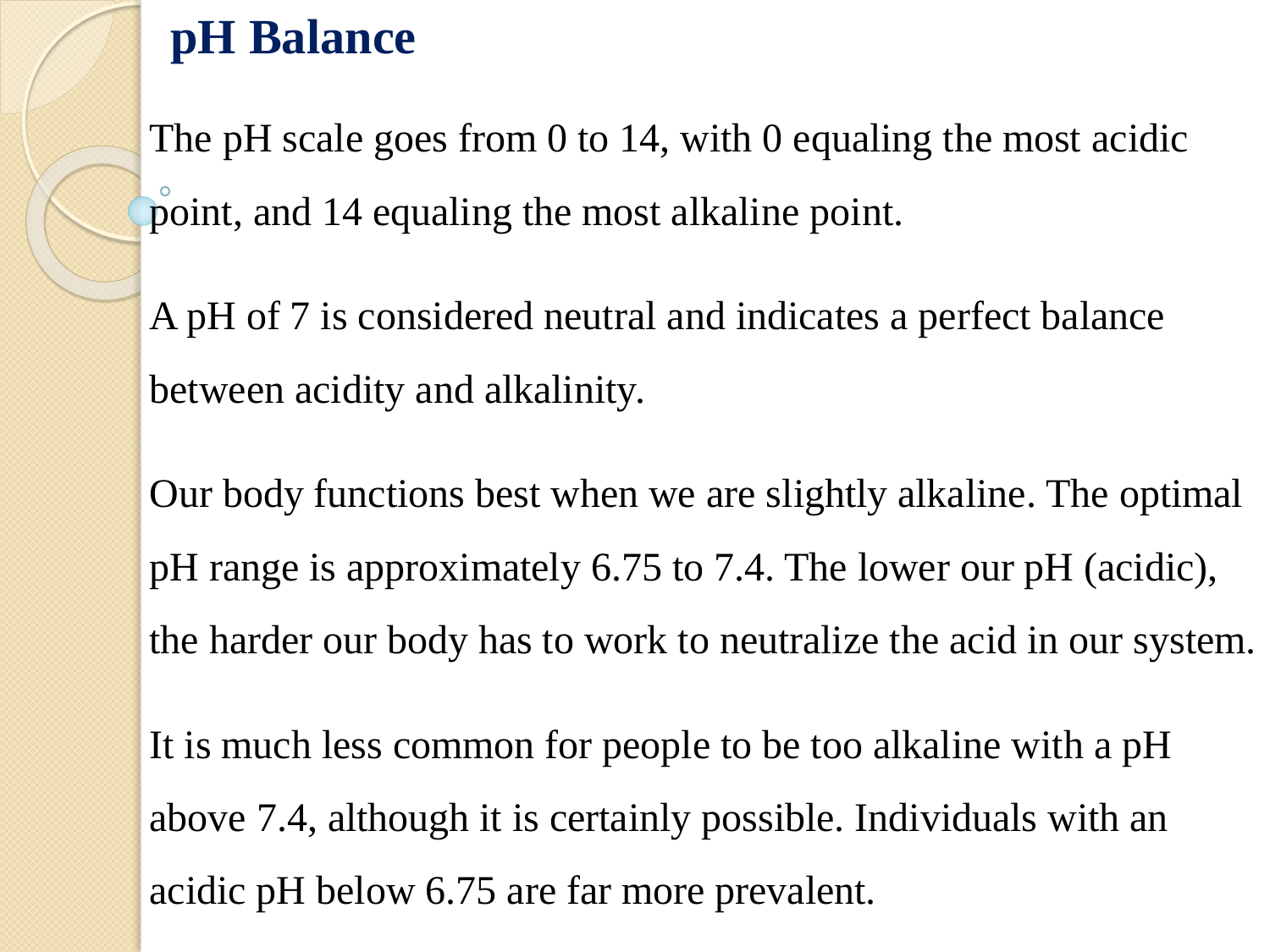# pH Balance

The pH scale goes from 0 to 14, with 0 equaling the most acidic point, and 14 equaling the most alkaline point.

A pH of 7 is considered neutral and indicates a perfect balance between acidity and alkalinity.

Our body functions best when we are slightly alkaline. The optimal pH range is approximately 6.75 to 7.4. The lower our pH (acidic), the harder our body has to work to neutralize the acid in our system.

It is much less common for people to be too alkaline with a pH above 7.4, although it is certainly possible. Individuals with an acidic pH below 6.75 are far more prevalent.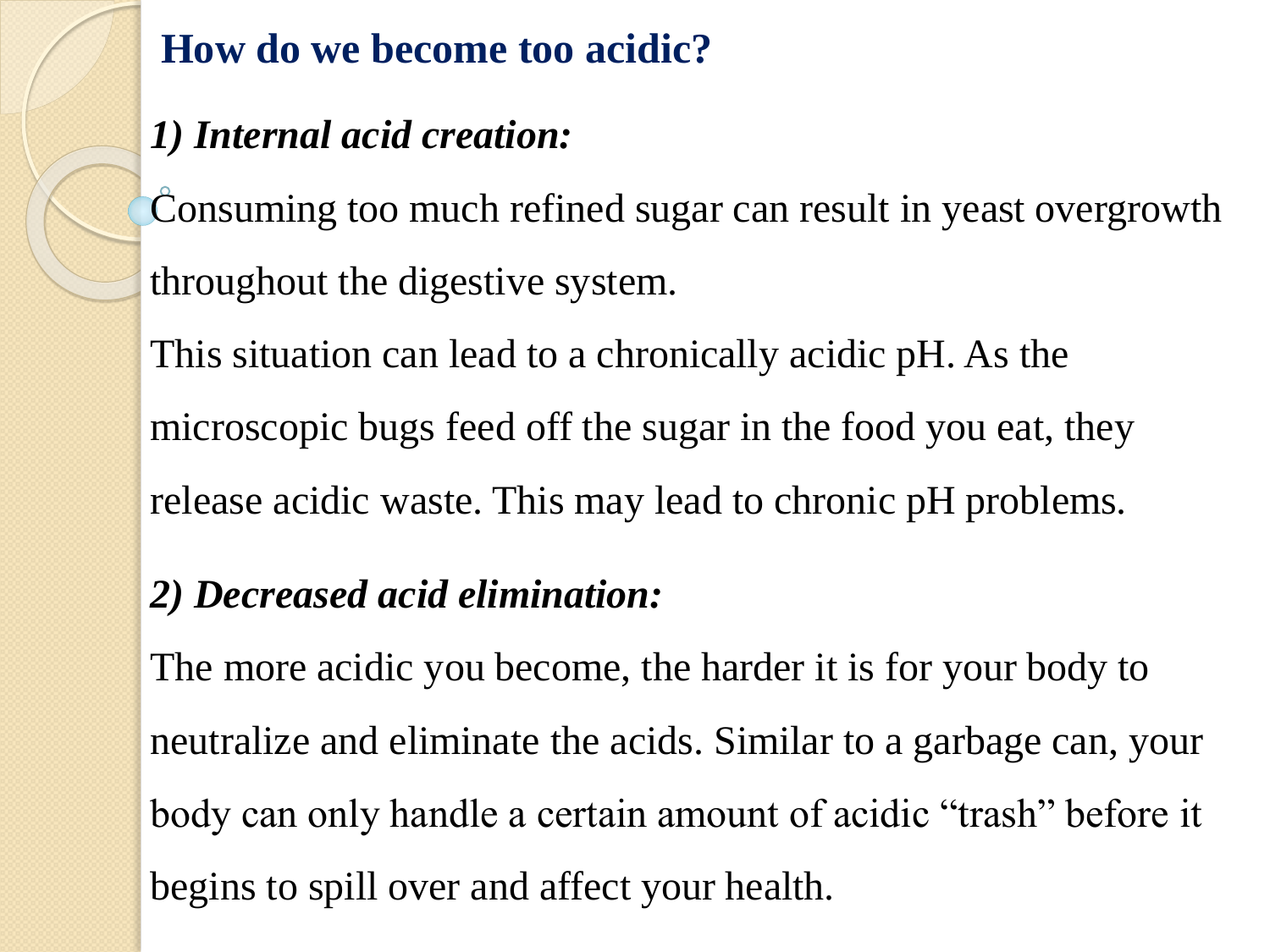## How do we become too acidic?

***1) Internal acid creation:***

Consuming too much refined sugar can result in yeast overgrowth throughout the digestive system.

This situation can lead to a chronically acidic pH. As the microscopic bugs feed off the sugar in the food you eat, they release acidic waste. This may lead to chronic pH problems.

***2) Decreased acid elimination:***

The more acidic you become, the harder it is for your body to neutralize and eliminate the acids. Similar to a garbage can, your body can only handle a certain amount of acidic "trash" before it begins to spill over and affect your health.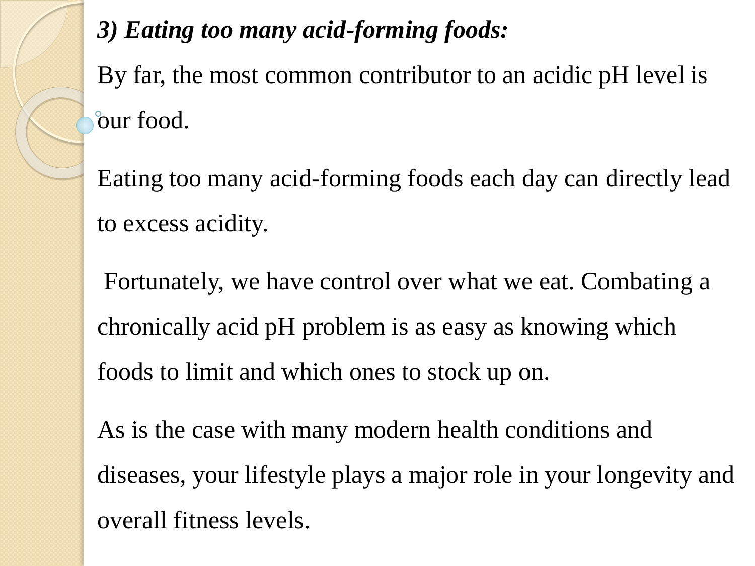***3) Eating too many acid-forming foods:***

By far, the most common contributor to an acidic pH level is our food.

Eating too many acid-forming foods each day can directly lead to excess acidity.

Fortunately, we have control over what we eat. Combating a chronically acid pH problem is as easy as knowing which foods to limit and which ones to stock up on.

As is the case with many modern health conditions and diseases, your lifestyle plays a major role in your longevity and overall fitness levels.